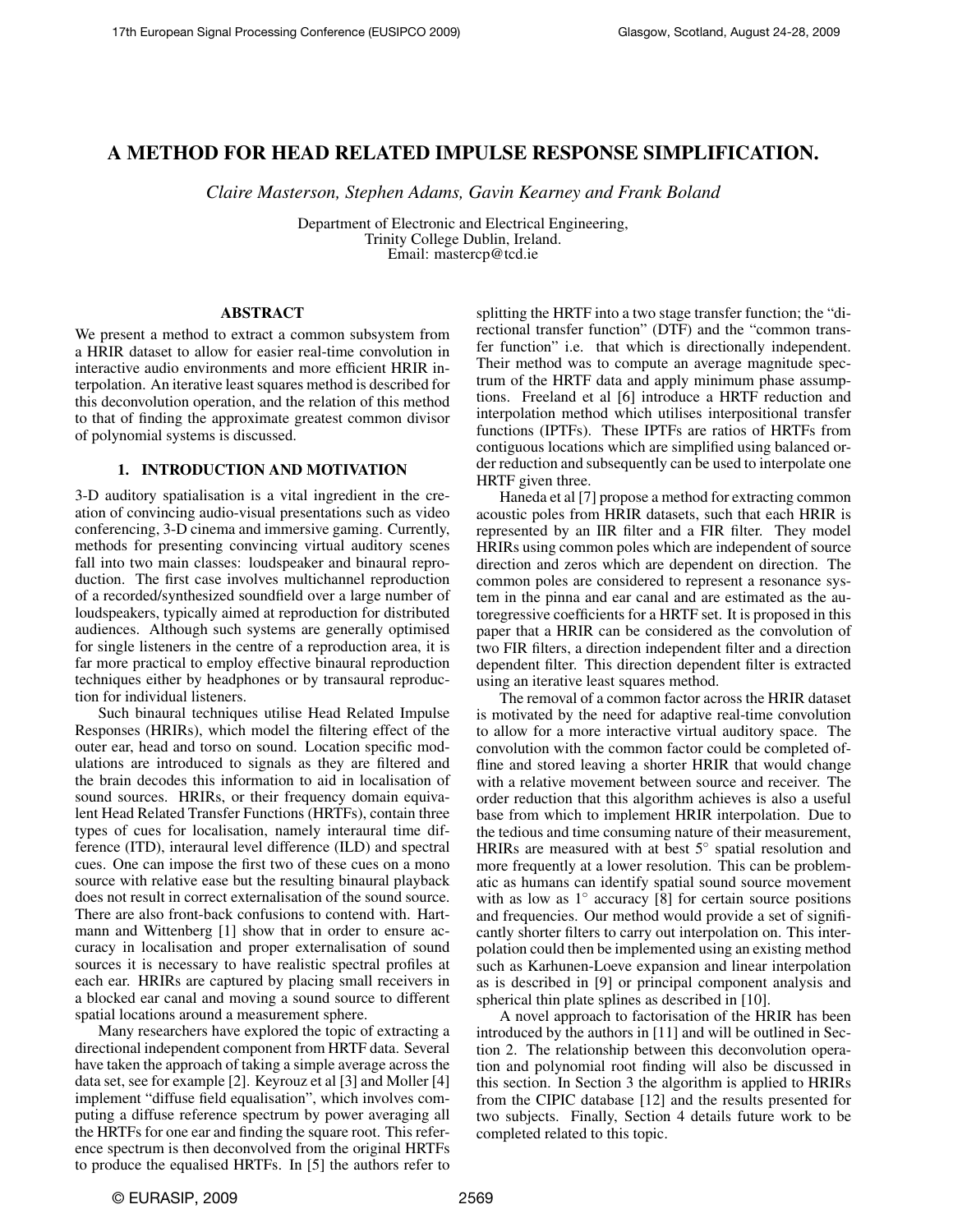# A METHOD FOR HEAD RELATED IMPULSE RESPONSE SIMPLIFICATION.

*Claire Masterson, Stephen Adams, Gavin Kearney and Frank Boland*

Department of Electronic and Electrical Engineering,
Trinity College Dublin, Ireland.
Email: mastercp@tcd.ie

## ABSTRACT

We present a method to extract a common subsystem from a HRIR dataset to allow for easier real-time convolution in interactive audio environments and more efficient HRIR interpolation. An iterative least squares method is described for this deconvolution operation, and the relation of this method to that of finding the approximate greatest common divisor of polynomial systems is discussed.

## 1. INTRODUCTION AND MOTIVATION

3-D auditory spatialisation is a vital ingredient in the creation of convincing audio-visual presentations such as video conferencing, 3-D cinema and immersive gaming. Currently, methods for presenting convincing virtual auditory scenes fall into two main classes: loudspeaker and binaural reproduction. The first case involves multichannel reproduction of a recorded/synthesized soundfield over a large number of loudspeakers, typically aimed at reproduction for distributed audiences. Although such systems are generally optimised for single listeners in the centre of a reproduction area, it is far more practical to employ effective binaural reproduction techniques either by headphones or by transaural reproduction for individual listeners.

Such binaural techniques utilise Head Related Impulse Responses (HRIRs), which model the filtering effect of the outer ear, head and torso on sound. Location specific modulations are introduced to signals as they are filtered and the brain decodes this information to aid in localisation of sound sources. HRIRs, or their frequency domain equivalent Head Related Transfer Functions (HRTFs), contain three types of cues for localisation, namely interaural time difference (ITD), interaural level difference (ILD) and spectral cues. One can impose the first two of these cues on a mono source with relative ease but the resulting binaural playback does not result in correct externalisation of the sound source. There are also front-back confusions to contend with. Hartmann and Wittenberg [1] show that in order to ensure accuracy in localisation and proper externalisation of sound sources it is necessary to have realistic spectral profiles at each ear. HRIRs are captured by placing small receivers in a blocked ear canal and moving a sound source to different spatial locations around a measurement sphere.

Many researchers have explored the topic of extracting a directional independent component from HRTF data. Several have taken the approach of taking a simple average across the data set, see for example [2]. Keyrouz et al [3] and Moller [4] implement "diffuse field equalisation", which involves computing a diffuse reference spectrum by power averaging all the HRTFs for one ear and finding the square root. This reference spectrum is then deconvolved from the original HRTFs to produce the equalised HRTFs. In [5] the authors refer to splitting the HRTF into a two stage transfer function; the "directional transfer function" (DTF) and the "common transfer function" i.e. that which is directionally independent. Their method was to compute an average magnitude spectrum of the HRTF data and apply minimum phase assumptions. Freeland et al [6] introduce a HRTF reduction and interpolation method which utilises interpositional transfer functions (IPTFs). These IPTFs are ratios of HRTFs from contiguous locations which are simplified using balanced order reduction and subsequently can be used to interpolate one HRTF given three.

Haneda et al [7] propose a method for extracting common acoustic poles from HRIR datasets, such that each HRIR is represented by an IIR filter and a FIR filter. They model HRIRs using common poles which are independent of source direction and zeros which are dependent on direction. The common poles are considered to represent a resonance system in the pinna and ear canal and are estimated as the autoregressive coefficients for a HRTF set. It is proposed in this paper that a HRIR can be considered as the convolution of two FIR filters, a direction independent filter and a direction dependent filter. This direction dependent filter is extracted using an iterative least squares method.

The removal of a common factor across the HRIR dataset is motivated by the need for adaptive real-time convolution to allow for a more interactive virtual auditory space. The convolution with the common factor could be completed offline and stored leaving a shorter HRIR that would change with a relative movement between source and receiver. The order reduction that this algorithm achieves is also a useful base from which to implement HRIR interpolation. Due to the tedious and time consuming nature of their measurement, HRIRs are measured with at best $5^\circ$ spatial resolution and more frequently at a lower resolution. This can be problematic as humans can identify spatial sound source movement with as low as $1^\circ$ accuracy [8] for certain source positions and frequencies. Our method would provide a set of significantly shorter filters to carry out interpolation on. This interpolation could then be implemented using an existing method such as Karhunen-Loeve expansion and linear interpolation as is described in [9] or principal component analysis and spherical thin plate splines as described in [10].

A novel approach to factorisation of the HRIR has been introduced by the authors in [11] and will be outlined in Section 2. The relationship between this deconvolution operation and polynomial root finding will also be discussed in this section. In Section 3 the algorithm is applied to HRIRs from the CIPIC database [12] and the results presented for two subjects. Finally, Section 4 details future work to be completed related to this topic.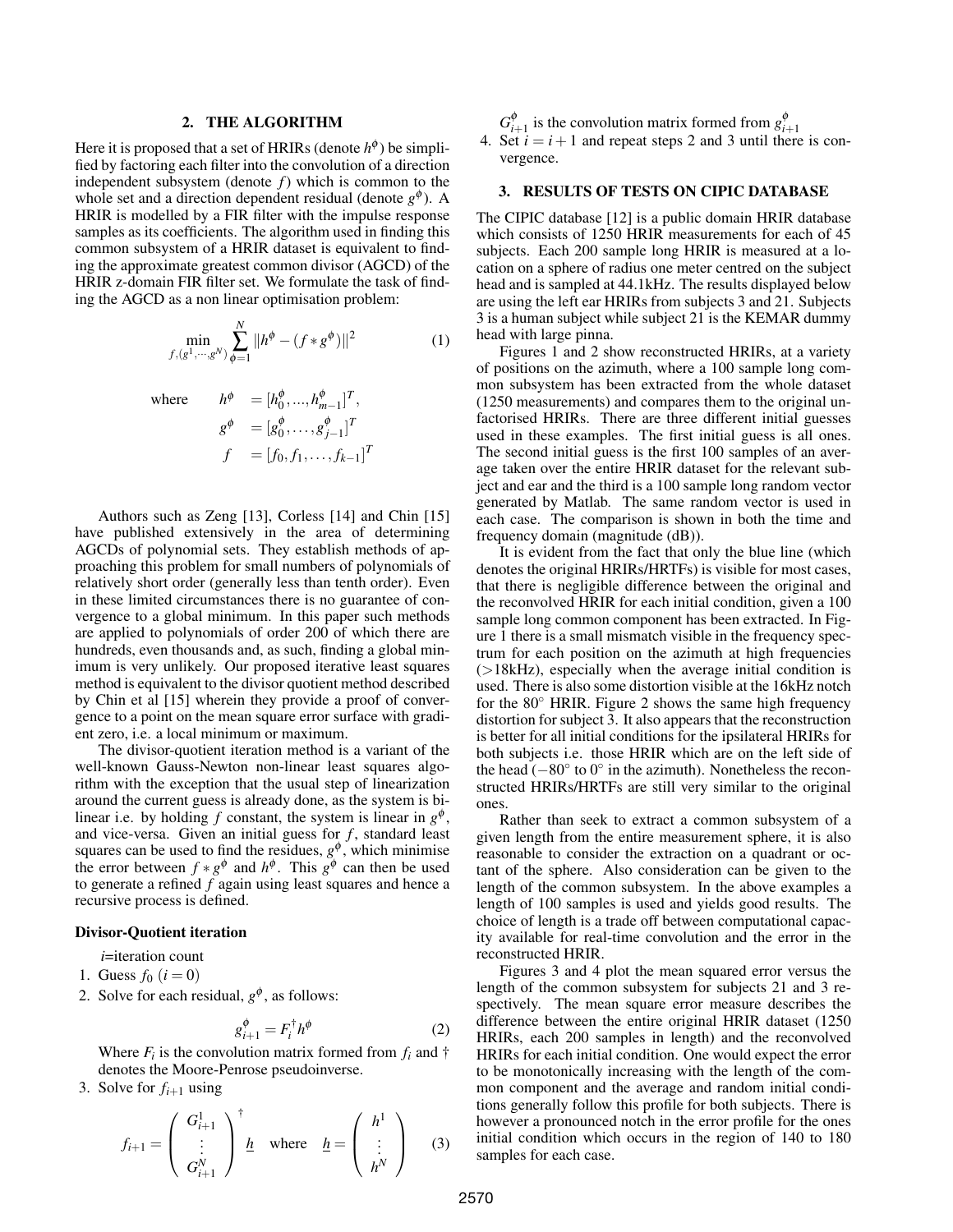## 2. THE ALGORITHM

Here it is proposed that a set of HRIRs (denote $h^\phi$) be simplified by factoring each filter into the convolution of a direction independent subsystem (denote $f$) which is common to the whole set and a direction dependent residual (denote $g^\phi$). A HRIR is modelled by a FIR filter with the impulse response samples as its coefficients. The algorithm used in finding this common subsystem of a HRIR dataset is equivalent to finding the approximate greatest common divisor (AGCD) of the HRIR z-domain FIR filter set. We formulate the task of finding the AGCD as a non linear optimisation problem:

$$\min_{f,(g^1,\cdots,g^N)} \sum_{\phi=1}^{N} \|h^\phi - (f * g^\phi)\|^2 \tag{1}$$

where
$$h^\phi = [h_0^\phi, ..., h_{m-1}^\phi]^T,$$
$$g^\phi = [g_0^\phi, \ldots, g_{j-1}^\phi]^T$$
$$f = [f_0, f_1, \ldots, f_{k-1}]^T$$

Authors such as Zeng [13], Corless [14] and Chin [15] have published extensively in the area of determining AGCDs of polynomial sets. They establish methods of approaching this problem for small numbers of polynomials of relatively short order (generally less than tenth order). Even in these limited circumstances there is no guarantee of convergence to a global minimum. In this paper such methods are applied to polynomials of order 200 of which there are hundreds, even thousands and, as such, finding a global minimum is very unlikely. Our proposed iterative least squares method is equivalent to the divisor quotient method described by Chin et al [15] wherein they provide a proof of convergence to a point on the mean square error surface with gradient zero, i.e. a local minimum or maximum.

The divisor-quotient iteration method is a variant of the well-known Gauss-Newton non-linear least squares algorithm with the exception that the usual step of linearization around the current guess is already done, as the system is bilinear i.e. by holding $f$ constant, the system is linear in $g^\phi$, and vice-versa. Given an initial guess for $f$, standard least squares can be used to find the residues, $g^\phi$, which minimise the error between $f * g^\phi$ and $h^\phi$. This $g^\phi$ can then be used to generate a refined $f$ again using least squares and hence a recursive process is defined.

**Divisor-Quotient iteration**

$i$=iteration count

1. Guess $f_0$ $(i = 0)$
2. Solve for each residual, $g^\phi$, as follows:

$$g_{i+1}^\phi = F_i^\dagger h^\phi \tag{2}$$

   Where $F_i$ is the convolution matrix formed from $f_i$ and $\dagger$ denotes the Moore-Penrose pseudoinverse.
3. Solve for $f_{i+1}$ using

$$f_{i+1} = \begin{pmatrix} G_{i+1}^1 \\ \vdots \\ G_{i+1}^N \end{pmatrix}^\dagger \underline{h} \quad \text{where} \quad \underline{h} = \begin{pmatrix} h^1 \\ \vdots \\ h^N \end{pmatrix} \tag{3}$$

   $G_{i+1}^\phi$ is the convolution matrix formed from $g_{i+1}^\phi$
4. Set $i = i+1$ and repeat steps 2 and 3 until there is convergence.

## 3. RESULTS OF TESTS ON CIPIC DATABASE

The CIPIC database [12] is a public domain HRIR database which consists of 1250 HRIR measurements for each of 45 subjects. Each 200 sample long HRIR is measured at a location on a sphere of radius one meter centred on the subject head and is sampled at 44.1kHz. The results displayed below are using the left ear HRIRs from subjects 3 and 21. Subjects 3 is a human subject while subject 21 is the KEMAR dummy head with large pinna.

Figures 1 and 2 show reconstructed HRIRs, at a variety of positions on the azimuth, where a 100 sample long common subsystem has been extracted from the whole dataset (1250 measurements) and compares them to the original unfactorised HRIRs. There are three different initial guesses used in these examples. The first initial guess is all ones. The second initial guess is the first 100 samples of an average taken over the entire HRIR dataset for the relevant subject and ear and the third is a 100 sample long random vector generated by Matlab. The same random vector is used in each case. The comparison is shown in both the time and frequency domain (magnitude (dB)).

It is evident from the fact that only the blue line (which denotes the original HRIRs/HRTFs) is visible for most cases, that there is negligible difference between the original and the reconvolved HRIR for each initial condition, given a 100 sample long common component has been extracted. In Figure 1 there is a small mismatch visible in the frequency spectrum for each position on the azimuth at high frequencies (>18kHz), especially when the average initial condition is used. There is also some distortion visible at the 16kHz notch for the 80° HRIR. Figure 2 shows the same high frequency distortion for subject 3. It also appears that the reconstruction is better for all initial conditions for the ipsilateral HRIRs for both subjects i.e. those HRIR which are on the left side of the head (−80° to 0° in the azimuth). Nonetheless the reconstructed HRIRs/HRTFs are still very similar to the original ones.

Rather than seek to extract a common subsystem of a given length from the entire measurement sphere, it is also reasonable to consider the extraction on a quadrant or octant of the sphere. Also consideration can be given to the length of the common subsystem. In the above examples a length of 100 samples is used and yields good results. The choice of length is a trade off between computational capacity available for real-time convolution and the error in the reconstructed HRIR.

Figures 3 and 4 plot the mean squared error versus the length of the common subsystem for subjects 21 and 3 respectively. The mean square error measure describes the difference between the entire original HRIR dataset (1250 HRIRs, each 200 samples in length) and the reconvolved HRIRs for each initial condition. One would expect the error to be monotonically increasing with the length of the common component and the average and random initial conditions generally follow this profile for both subjects. There is however a pronounced notch in the error profile for the ones initial condition which occurs in the region of 140 to 180 samples for each case.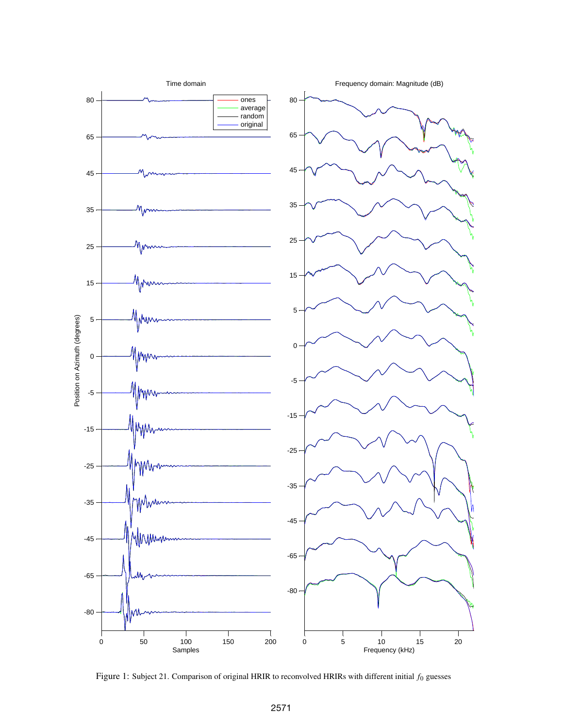Figure 1: Subject 21. Comparison of original HRIR to reconvolved HRIRs with different initial $f_0$ guesses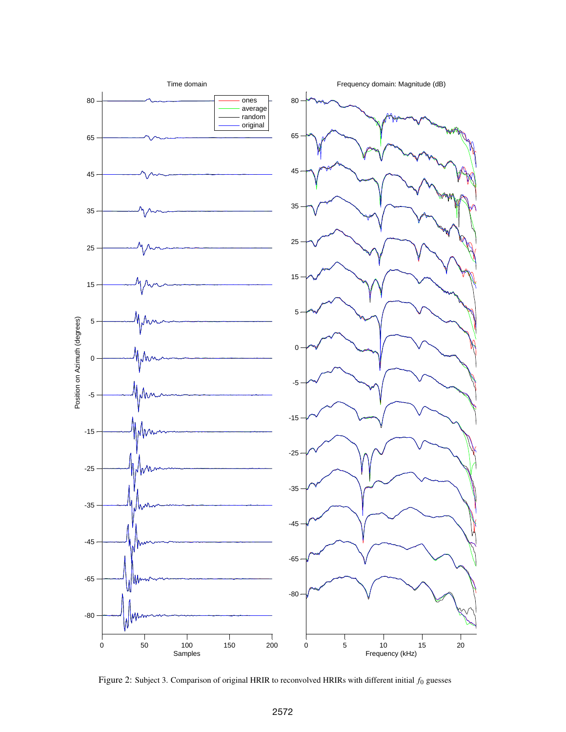Figure 2: Subject 3. Comparison of original HRIR to reconvolved HRIRs with different initial $f_0$ guesses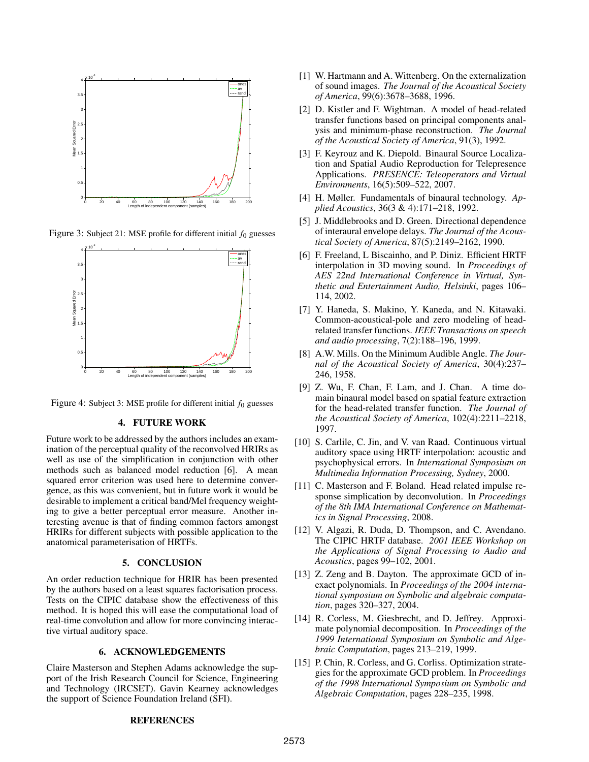$\times 10^{-3}$

4

3.5

3

2.5

2

1.5

1

0.5

0

Mean Squared Error

0 20 40 60 80 100 120 140 160 180 200

Length of independent component (samples)

ones

av

rand

Figure 3: Subject 21: MSE profile for different initial $f_0$ guesses

$\times 10^{-3}$

4

3.5

3

2.5

2

1.5

1

0.5

0

Mean Squared Error

0 20 40 60 80 100 120 140 160 180 200

Length of independent component (samples)

ones

av

rand

Figure 4: Subject 3: MSE profile for different initial $f_0$ guesses

## 4. FUTURE WORK

Future work to be addressed by the authors includes an examination of the perceptual quality of the reconvolved HRIRs as well as use of the simplification in conjunction with other methods such as balanced model reduction [6]. A mean squared error criterion was used here to determine convergence, as this was convenient, but in future work it would be desirable to implement a critical band/Mel frequency weighting to give a better perceptual error measure. Another interesting avenue is that of finding common factors amongst HRIRs for different subjects with possible application to the anatomical parameterisation of HRTFs.

## 5. CONCLUSION

An order reduction technique for HRIR has been presented by the authors based on a least squares factorisation process. Tests on the CIPIC database show the effectiveness of this method. It is hoped this will ease the computational load of real-time convolution and allow for more convincing interactive virtual auditory space.

## 6. ACKNOWLEDGEMENTS

Claire Masterson and Stephen Adams acknowledge the support of the Irish Research Council for Science, Engineering and Technology (IRCSET). Gavin Kearney acknowledges the support of Science Foundation Ireland (SFI).

## REFERENCES

[1] W. Hartmann and A. Wittenberg. On the externalization of sound images. *The Journal of the Acoustical Society of America*, 99(6):3678–3688, 1996.

[2] D. Kistler and F. Wightman. A model of head-related transfer functions based on principal components analysis and minimum-phase reconstruction. *The Journal of the Acoustical Society of America*, 91(3), 1992.

[3] F. Keyrouz and K. Diepold. Binaural Source Localization and Spatial Audio Reproduction for Telepresence Applications. *PRESENCE: Teleoperators and Virtual Environments*, 16(5):509–522, 2007.

[4] H. Møller. Fundamentals of binaural technology. *Applied Acoustics*, 36(3 & 4):171–218, 1992.

[5] J. Middlebrooks and D. Green. Directional dependence of interaural envelope delays. *The Journal of the Acoustical Society of America*, 87(5):2149–2162, 1990.

[6] F. Freeland, L Biscainho, and P. Diniz. Efficient HRTF interpolation in 3D moving sound. In *Proceedings of AES 22nd International Conference in Virtual, Synthetic and Entertainment Audio, Helsinki*, pages 106–114, 2002.

[7] Y. Haneda, S. Makino, Y. Kaneda, and N. Kitawaki. Common-acoustical-pole and zero modeling of head-related transfer functions. *IEEE Transactions on speech and audio processing*, 7(2):188–196, 1999.

[8] A.W. Mills. On the Minimum Audible Angle. *The Journal of the Acoustical Society of America*, 30(4):237–246, 1958.

[9] Z. Wu, F. Chan, F. Lam, and J. Chan. A time domain binaural model based on spatial feature extraction for the head-related transfer function. *The Journal of the Acoustical Society of America*, 102(4):2211–2218, 1997.

[10] S. Carlile, C. Jin, and V. van Raad. Continuous virtual auditory space using HRTF interpolation: acoustic and psychophysical errors. In *International Symposium on Multimedia Information Processing, Sydney*, 2000.

[11] C. Masterson and F. Boland. Head related impulse response simplification by deconvolution. In *Proceedings of the 8th IMA International Conference on Mathematics in Signal Processing*, 2008.

[12] V. Algazi, R. Duda, D. Thompson, and C. Avendano. The CIPIC HRTF database. *2001 IEEE Workshop on the Applications of Signal Processing to Audio and Acoustics*, pages 99–102, 2001.

[13] Z. Zeng and B. Dayton. The approximate GCD of inexact polynomials. In *Proceedings of the 2004 international symposium on Symbolic and algebraic computation*, pages 320–327, 2004.

[14] R. Corless, M. Giesbrecht, and D. Jeffrey. Approximate polynomial decomposition. In *Proceedings of the 1999 International Symposium on Symbolic and Algebraic Computation*, pages 213–219, 1999.

[15] P. Chin, R. Corless, and G. Corliss. Optimization strategies for the approximate GCD problem. In *Proceedings of the 1998 International Symposium on Symbolic and Algebraic Computation*, pages 228–235, 1998.